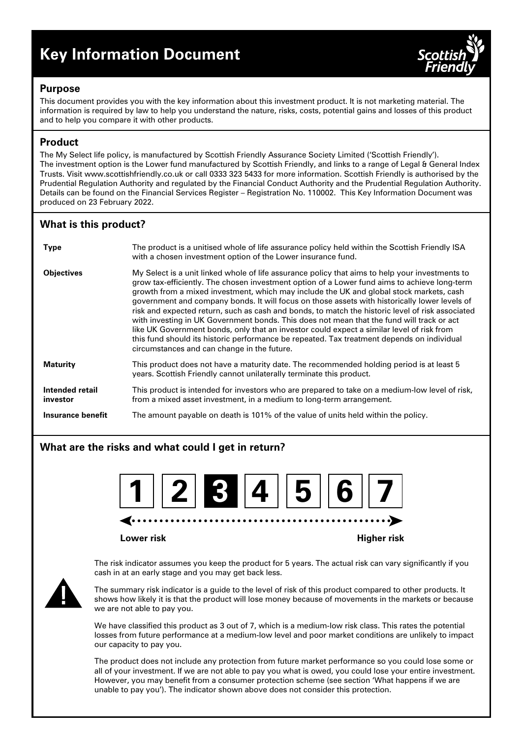# Key Information Document

## Purpose

This document provides you with the key information about this investment product. It is not marketing material. The information is required by law to help you understand the nature, risks, costs, potential gains and losses of this product and to help you compare it with other products.

## Product

The My Select life policy, is manufactured by Scottish Friendly Assurance Society Limited ('Scottish Friendly'). The investment option is the Lower fund manufactured by Scottish Friendly, and links to a range of Legal & General Index Trusts. Visit www.scottishfriendly.co.uk or call 0333 323 5433 for more information. Scottish Friendly is authorised by the Prudential Regulation Authority and regulated by the Financial Conduct Authority and the Prudential Regulation Authority. Details can be found on the Financial Services Register – Registration No. 110002. This Key Information Document was produced on 23 February 2022.

## What is this product?

| | |
|---|---|
| **Type** | The product is a unitised whole of life assurance policy held within the Scottish Friendly ISA with a chosen investment option of the Lower insurance fund. |
| **Objectives** | My Select is a unit linked whole of life assurance policy that aims to help your investments to grow tax-efficiently. The chosen investment option of a Lower fund aims to achieve long-term growth from a mixed investment, which may include the UK and global stock markets, cash government and company bonds. It will focus on those assets with historically lower levels of risk and expected return, such as cash and bonds, to match the historic level of risk associated with investing in UK Government bonds. This does not mean that the fund will track or act like UK Government bonds, only that an investor could expect a similar level of risk from this fund should its historic performance be repeated. Tax treatment depends on individual circumstances and can change in the future. |
| **Maturity** | This product does not have a maturity date. The recommended holding period is at least 5 years. Scottish Friendly cannot unilaterally terminate this product. |
| **Intended retail investor** | This product is intended for investors who are prepared to take on a medium-low level of risk, from a mixed asset investment, in a medium to long-term arrangement. |
| **Insurance benefit** | The amount payable on death is 101% of the value of units held within the policy. |

## What are the risks and what could I get in return?

| 1 | 2 | **3** | 4 | 5 | 6 | 7 |
|---|---|---|---|---|---|---|

Lower risk ← → Higher risk

The risk indicator assumes you keep the product for 5 years. The actual risk can vary significantly if you cash in at an early stage and you may get back less.

The summary risk indicator is a guide to the level of risk of this product compared to other products. It shows how likely it is that the product will lose money because of movements in the markets or because we are not able to pay you.

We have classified this product as 3 out of 7, which is a medium-low risk class. This rates the potential losses from future performance at a medium-low level and poor market conditions are unlikely to impact our capacity to pay you.

The product does not include any protection from future market performance so you could lose some or all of your investment. If we are not able to pay you what is owed, you could lose your entire investment. However, you may benefit from a consumer protection scheme (see section 'What happens if we are unable to pay you'). The indicator shown above does not consider this protection.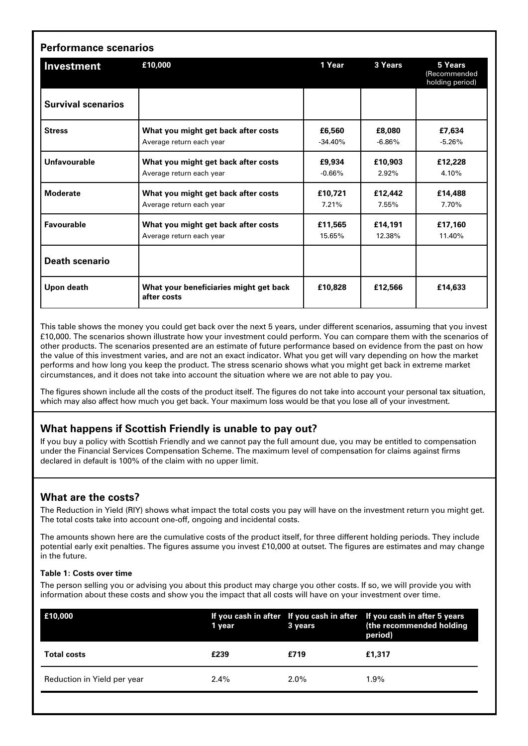## Performance scenarios

| Investment | £10,000 | 1 Year | 3 Years | 5 Years (Recommended holding period) |
|---|---|---|---|---|
| **Survival scenarios** | | | | |
| **Stress** | **What you might get back after costs** | **£6,560** | **£8,080** | **£7,634** |
| | Average return each year | -34.40% | -6.86% | -5.26% |
| **Unfavourable** | **What you might get back after costs** | **£9,934** | **£10,903** | **£12,228** |
| | Average return each year | -0.66% | 2.92% | 4.10% |
| **Moderate** | **What you might get back after costs** | **£10,721** | **£12,442** | **£14,488** |
| | Average return each year | 7.21% | 7.55% | 7.70% |
| **Favourable** | **What you might get back after costs** | **£11,565** | **£14,191** | **£17,160** |
| | Average return each year | 15.65% | 12.38% | 11.40% |
| **Death scenario** | | | | |
| **Upon death** | **What your beneficiaries might get back after costs** | **£10,828** | **£12,566** | **£14,633** |

This table shows the money you could get back over the next 5 years, under different scenarios, assuming that you invest £10,000. The scenarios shown illustrate how your investment could perform. You can compare them with the scenarios of other products. The scenarios presented are an estimate of future performance based on evidence from the past on how the value of this investment varies, and are not an exact indicator. What you get will vary depending on how the market performs and how long you keep the product. The stress scenario shows what you might get back in extreme market circumstances, and it does not take into account the situation where we are not able to pay you.

The figures shown include all the costs of the product itself. The figures do not take into account your personal tax situation, which may also affect how much you get back. Your maximum loss would be that you lose all of your investment.

## What happens if Scottish Friendly is unable to pay out?

If you buy a policy with Scottish Friendly and we cannot pay the full amount due, you may be entitled to compensation under the Financial Services Compensation Scheme. The maximum level of compensation for claims against firms declared in default is 100% of the claim with no upper limit.

## What are the costs?

The Reduction in Yield (RIY) shows what impact the total costs you pay will have on the investment return you might get. The total costs take into account one-off, ongoing and incidental costs.

The amounts shown here are the cumulative costs of the product itself, for three different holding periods. They include potential early exit penalties. The figures assume you invest £10,000 at outset. The figures are estimates and may change in the future.

**Table 1: Costs over time**

The person selling you or advising you about this product may charge you other costs. If so, we will provide you with information about these costs and show you the impact that all costs will have on your investment over time.

| £10,000 | If you cash in after 1 year | If you cash in after 3 years | If you cash in after 5 years (the recommended holding period) |
|---|---|---|---|
| **Total costs** | **£239** | **£719** | **£1,317** |
| Reduction in Yield per year | 2.4% | 2.0% | 1.9% |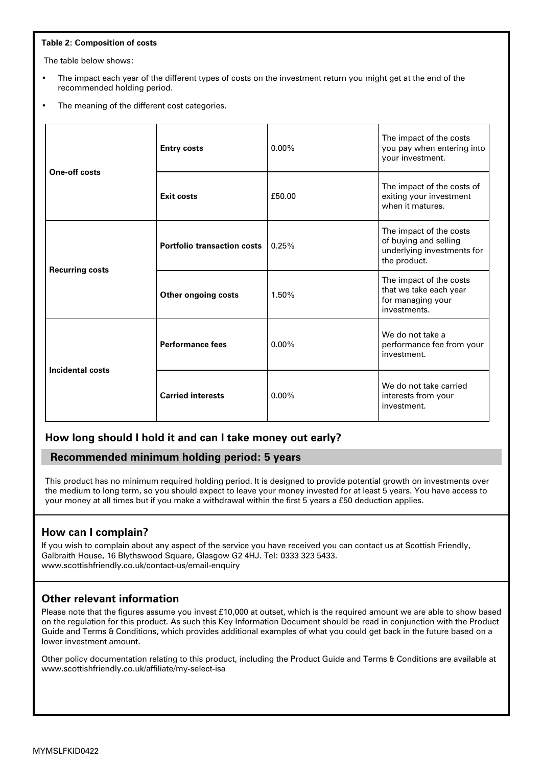**Table 2: Composition of costs**

The table below shows:

- The impact each year of the different types of costs on the investment return you might get at the end of the recommended holding period.
- The meaning of the different cost categories.

| | | | |
|---|---|---|---|
| **One-off costs** | **Entry costs** | 0.00% | The impact of the costs you pay when entering into your investment. |
| | **Exit costs** | £50.00 | The impact of the costs of exiting your investment when it matures. |
| **Recurring costs** | **Portfolio transaction costs** | 0.25% | The impact of the costs of buying and selling underlying investments for the product. |
| | **Other ongoing costs** | 1.50% | The impact of the costs that we take each year for managing your investments. |
| **Incidental costs** | **Performance fees** | 0.00% | We do not take a performance fee from your investment. |
| | **Carried interests** | 0.00% | We do not take carried interests from your investment. |

## How long should I hold it and can I take money out early?

### Recommended minimum holding period: 5 years

This product has no minimum required holding period. It is designed to provide potential growth on investments over the medium to long term, so you should expect to leave your money invested for at least 5 years. You have access to your money at all times but if you make a withdrawal within the first 5 years a £50 deduction applies.

## How can I complain?

If you wish to complain about any aspect of the service you have received you can contact us at Scottish Friendly, Galbraith House, 16 Blythswood Square, Glasgow G2 4HJ. Tel: 0333 323 5433.
www.scottishfriendly.co.uk/contact-us/email-enquiry

## Other relevant information

Please note that the figures assume you invest £10,000 at outset, which is the required amount we are able to show based on the regulation for this product. As such this Key Information Document should be read in conjunction with the Product Guide and Terms & Conditions, which provides additional examples of what you could get back in the future based on a lower investment amount.

Other policy documentation relating to this product, including the Product Guide and Terms & Conditions are available at www.scottishfriendly.co.uk/affiliate/my-select-isa

MYMSLFKID0422